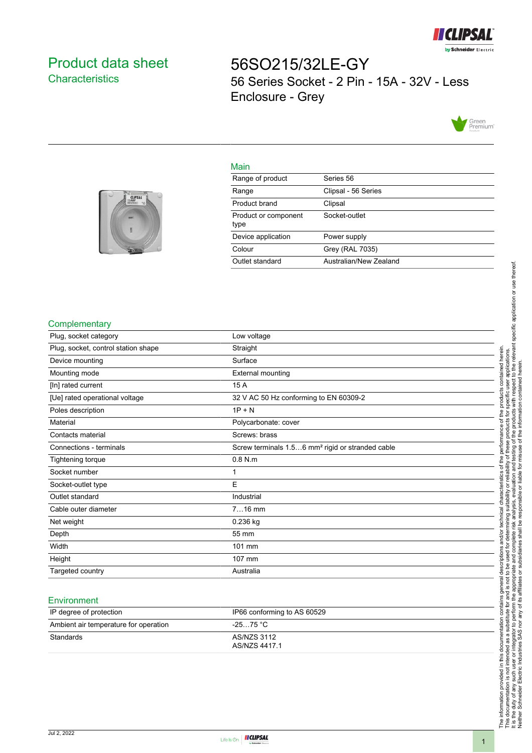# Product data sheet

## Characteristics

# 56SO215/32LE-GY

56 Series Socket - 2 Pin - 15A - 32V - Less Enclosure - Grey

## Main

| | |
|---|---|
| Range of product | Series 56 |
| Range | Clipsal - 56 Series |
| Product brand | Clipsal |
| Product or component type | Socket-outlet |
| Device application | Power supply |
| Colour | Grey (RAL 7035) |
| Outlet standard | Australian/New Zealand |

## Complementary

| | |
|---|---|
| Plug, socket category | Low voltage |
| Plug, socket, control station shape | Straight |
| Device mounting | Surface |
| Mounting mode | External mounting |
| [In] rated current | 15 A |
| [Ue] rated operational voltage | 32 V AC 50 Hz conforming to EN 60309-2 |
| Poles description | 1P + N |
| Material | Polycarbonate: cover |
| Contacts material | Screws: brass |
| Connections - terminals | Screw terminals 1.5…6 mm² rigid or stranded cable |
| Tightening torque | 0.8 N.m |
| Socket number | 1 |
| Socket-outlet type | E |
| Outlet standard | Industrial |
| Cable outer diameter | 7…16 mm |
| Net weight | 0.236 kg |
| Depth | 55 mm |
| Width | 101 mm |
| Height | 107 mm |
| Targeted country | Australia |

## Environment

| | |
|---|---|
| IP degree of protection | IP66 conforming to AS 60529 |
| Ambient air temperature for operation | -25…75 °C |
| Standards | AS/NZS 3112<br>AS/NZS 4417.1 |

The information provided in this documentation contains general descriptions and/or technical characteristics of the performance of the products contained herein. This documentation is not intended as a substitute for and is not to be used for determining suitability or reliability of these products for specific user applications. It is the duty of any such user or integrator to perform the appropriate and complete risk analysis, evaluation and testing of the products with respect to the relevant specific application or use thereof. Neither Schneider Electric Industries SAS nor any of its affiliates or subsidiaries shall be responsible or liable for misuse of the information contained herein.

Jul 2, 2022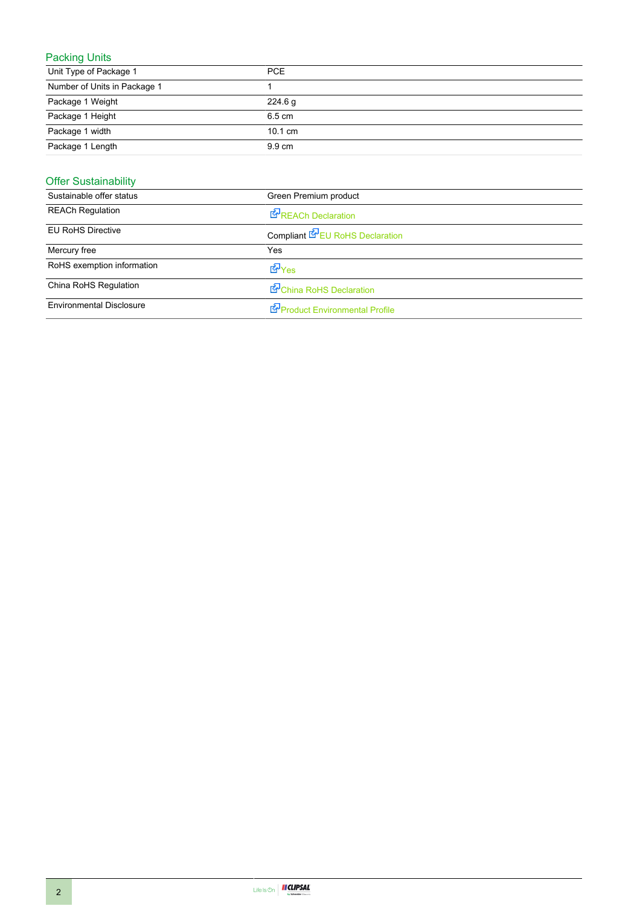## Packing Units

| | |
|---|---|
| Unit Type of Package 1 | PCE |
| Number of Units in Package 1 | 1 |
| Package 1 Weight | 224.6 g |
| Package 1 Height | 6.5 cm |
| Package 1 width | 10.1 cm |
| Package 1 Length | 9.9 cm |

## Offer Sustainability

| | |
|---|---|
| Sustainable offer status | Green Premium product |
| REACh Regulation | REACh Declaration |
| EU RoHS Directive | Compliant EU RoHS Declaration |
| Mercury free | Yes |
| RoHS exemption information | Yes |
| China RoHS Regulation | China RoHS Declaration |
| Environmental Disclosure | Product Environmental Profile |